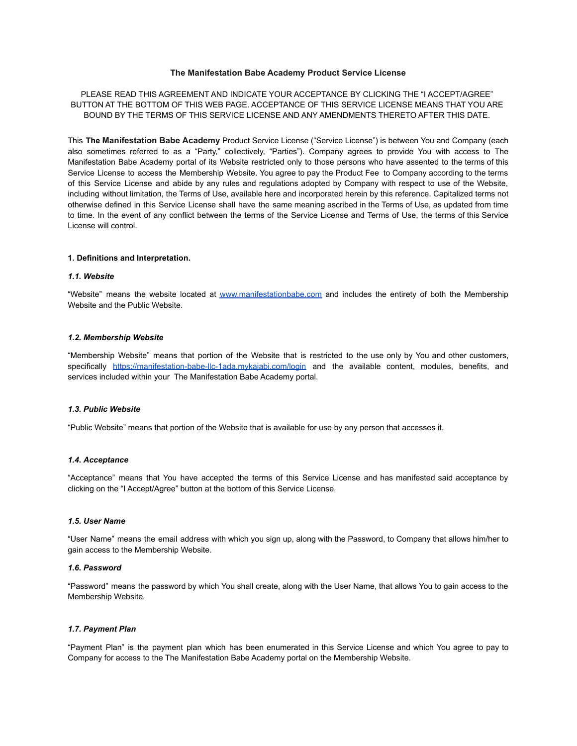**The Manifestation Babe Academy Product Service License**

PLEASE READ THIS AGREEMENT AND INDICATE YOUR ACCEPTANCE BY CLICKING THE "I ACCEPT/AGREE" BUTTON AT THE BOTTOM OF THIS WEB PAGE. ACCEPTANCE OF THIS SERVICE LICENSE MEANS THAT YOU ARE BOUND BY THE TERMS OF THIS SERVICE LICENSE AND ANY AMENDMENTS THERETO AFTER THIS DATE.

This **The Manifestation Babe Academy** Product Service License ("Service License") is between You and Company (each also sometimes referred to as a "Party," collectively, "Parties"). Company agrees to provide You with access to The Manifestation Babe Academy portal of its Website restricted only to those persons who have assented to the terms of this Service License to access the Membership Website. You agree to pay the Product Fee to Company according to the terms of this Service License and abide by any rules and regulations adopted by Company with respect to use of the Website, including without limitation, the Terms of Use, available here and incorporated herein by this reference. Capitalized terms not otherwise defined in this Service License shall have the same meaning ascribed in the Terms of Use, as updated from time to time. In the event of any conflict between the terms of the Service License and Terms of Use, the terms of this Service License will control.

**1. Definitions and Interpretation.**

***1.1. Website***

"Website" means the website located at [www.manifestationbabe.com](http://www.manifestationbabe.com) and includes the entirety of both the Membership Website and the Public Website.

***1.2. Membership Website***

"Membership Website" means that portion of the Website that is restricted to the use only by You and other customers, specifically [https://manifestation-babe-llc-1ada.mykajabi.com/login](https://manifestation-babe-llc-1ada.mykajabi.com/login) and the available content, modules, benefits, and services included within your The Manifestation Babe Academy portal.

***1.3. Public Website***

"Public Website" means that portion of the Website that is available for use by any person that accesses it.

***1.4. Acceptance***

"Acceptance" means that You have accepted the terms of this Service License and has manifested said acceptance by clicking on the "I Accept/Agree" button at the bottom of this Service License.

***1.5. User Name***

"User Name" means the email address with which you sign up, along with the Password, to Company that allows him/her to gain access to the Membership Website.

***1.6. Password***

"Password" means the password by which You shall create, along with the User Name, that allows You to gain access to the Membership Website.

***1.7. Payment Plan***

"Payment Plan" is the payment plan which has been enumerated in this Service License and which You agree to pay to Company for access to the The Manifestation Babe Academy portal on the Membership Website.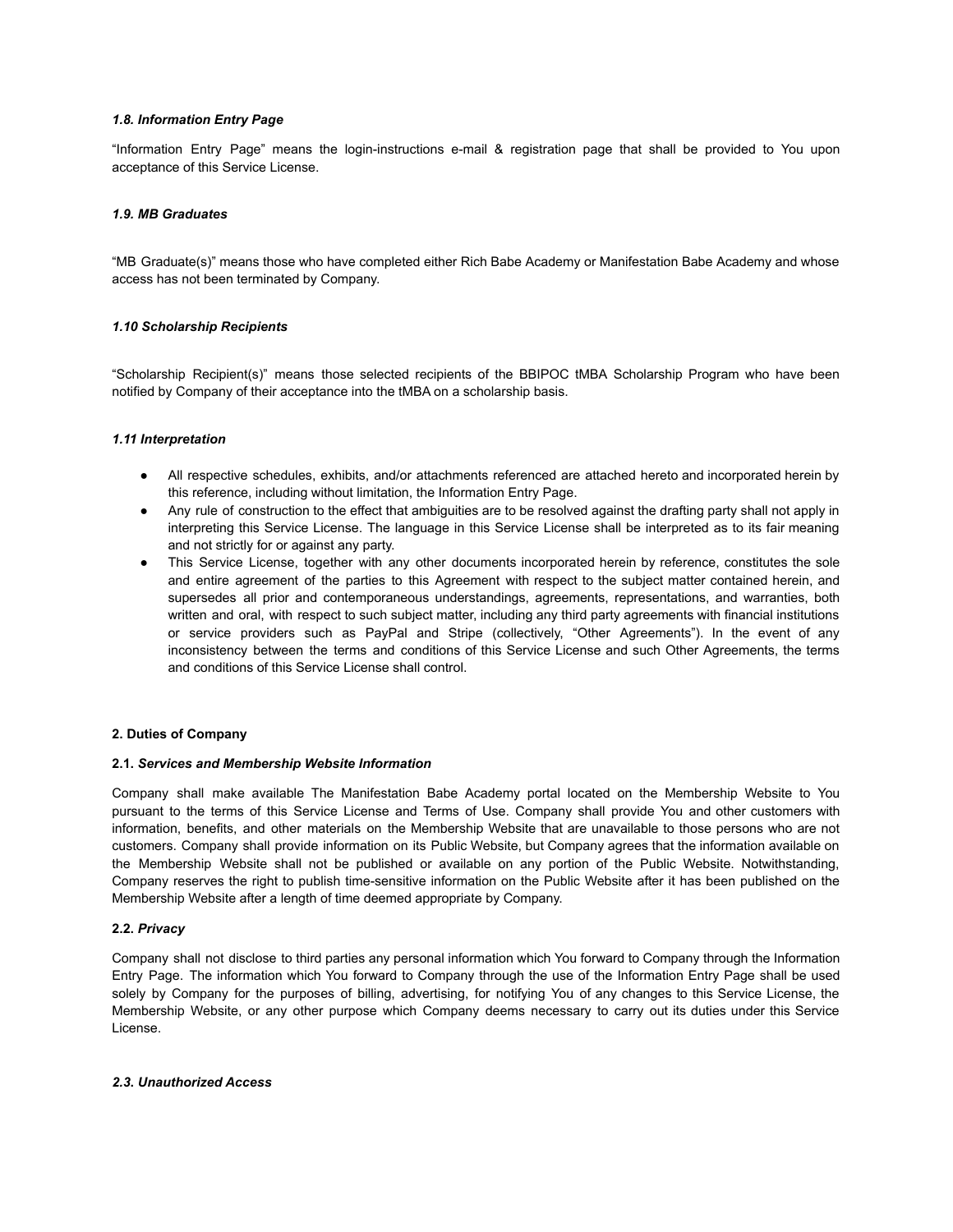### *1.8. Information Entry Page*

"Information Entry Page" means the login-instructions e-mail & registration page that shall be provided to You upon acceptance of this Service License.

### *1.9. MB Graduates*

"MB Graduate(s)" means those who have completed either Rich Babe Academy or Manifestation Babe Academy and whose access has not been terminated by Company.

### *1.10 Scholarship Recipients*

"Scholarship Recipient(s)" means those selected recipients of the BBIPOC tMBA Scholarship Program who have been notified by Company of their acceptance into the tMBA on a scholarship basis.

### *1.11 Interpretation*

- All respective schedules, exhibits, and/or attachments referenced are attached hereto and incorporated herein by this reference, including without limitation, the Information Entry Page.
- Any rule of construction to the effect that ambiguities are to be resolved against the drafting party shall not apply in interpreting this Service License. The language in this Service License shall be interpreted as to its fair meaning and not strictly for or against any party.
- This Service License, together with any other documents incorporated herein by reference, constitutes the sole and entire agreement of the parties to this Agreement with respect to the subject matter contained herein, and supersedes all prior and contemporaneous understandings, agreements, representations, and warranties, both written and oral, with respect to such subject matter, including any third party agreements with financial institutions or service providers such as PayPal and Stripe (collectively, "Other Agreements"). In the event of any inconsistency between the terms and conditions of this Service License and such Other Agreements, the terms and conditions of this Service License shall control.

## 2. Duties of Company

### 2.1. *Services and Membership Website Information*

Company shall make available The Manifestation Babe Academy portal located on the Membership Website to You pursuant to the terms of this Service License and Terms of Use. Company shall provide You and other customers with information, benefits, and other materials on the Membership Website that are unavailable to those persons who are not customers. Company shall provide information on its Public Website, but Company agrees that the information available on the Membership Website shall not be published or available on any portion of the Public Website. Notwithstanding, Company reserves the right to publish time-sensitive information on the Public Website after it has been published on the Membership Website after a length of time deemed appropriate by Company.

### 2.2. *Privacy*

Company shall not disclose to third parties any personal information which You forward to Company through the Information Entry Page. The information which You forward to Company through the use of the Information Entry Page shall be used solely by Company for the purposes of billing, advertising, for notifying You of any changes to this Service License, the Membership Website, or any other purpose which Company deems necessary to carry out its duties under this Service License.

### *2.3. Unauthorized Access*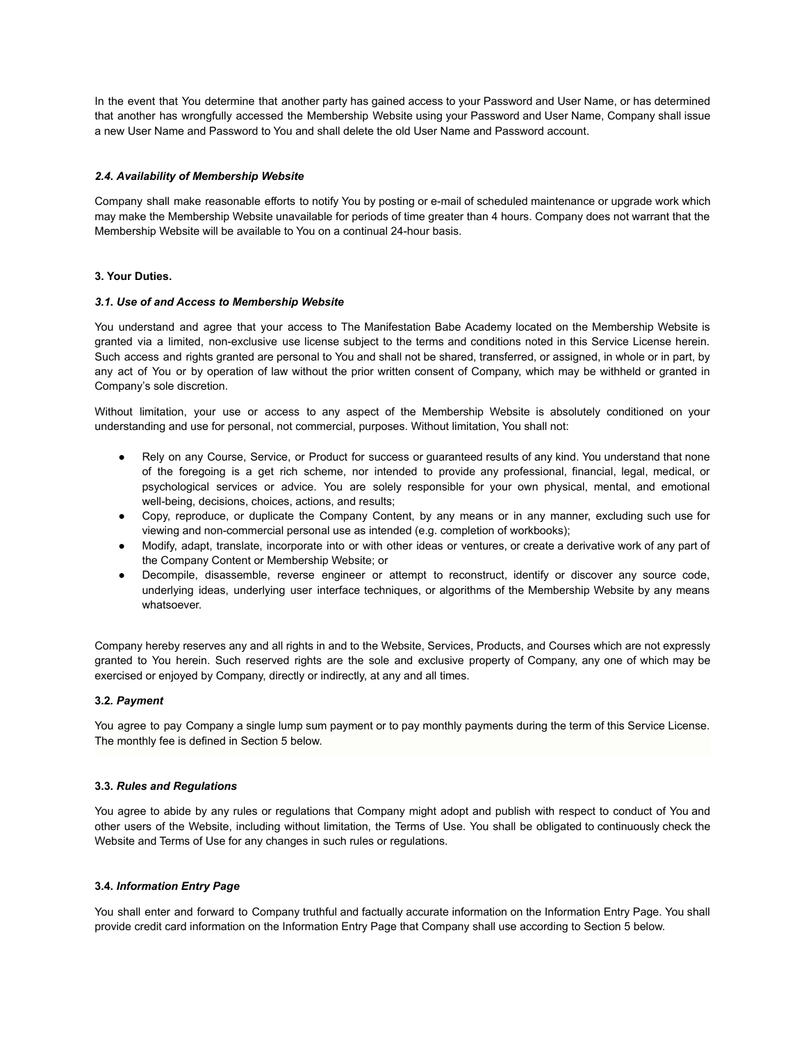In the event that You determine that another party has gained access to your Password and User Name, or has determined that another has wrongfully accessed the Membership Website using your Password and User Name, Company shall issue a new User Name and Password to You and shall delete the old User Name and Password account.

#### *2.4. Availability of Membership Website*

Company shall make reasonable efforts to notify You by posting or e-mail of scheduled maintenance or upgrade work which may make the Membership Website unavailable for periods of time greater than 4 hours. Company does not warrant that the Membership Website will be available to You on a continual 24-hour basis.

### 3. Your Duties.

#### *3.1. Use of and Access to Membership Website*

You understand and agree that your access to The Manifestation Babe Academy located on the Membership Website is granted via a limited, non-exclusive use license subject to the terms and conditions noted in this Service License herein. Such access and rights granted are personal to You and shall not be shared, transferred, or assigned, in whole or in part, by any act of You or by operation of law without the prior written consent of Company, which may be withheld or granted in Company's sole discretion.

Without limitation, your use or access to any aspect of the Membership Website is absolutely conditioned on your understanding and use for personal, not commercial, purposes. Without limitation, You shall not:

- Rely on any Course, Service, or Product for success or guaranteed results of any kind. You understand that none of the foregoing is a get rich scheme, nor intended to provide any professional, financial, legal, medical, or psychological services or advice. You are solely responsible for your own physical, mental, and emotional well-being, decisions, choices, actions, and results;
- Copy, reproduce, or duplicate the Company Content, by any means or in any manner, excluding such use for viewing and non-commercial personal use as intended (e.g. completion of workbooks);
- Modify, adapt, translate, incorporate into or with other ideas or ventures, or create a derivative work of any part of the Company Content or Membership Website; or
- Decompile, disassemble, reverse engineer or attempt to reconstruct, identify or discover any source code, underlying ideas, underlying user interface techniques, or algorithms of the Membership Website by any means whatsoever.

Company hereby reserves any and all rights in and to the Website, Services, Products, and Courses which are not expressly granted to You herein. Such reserved rights are the sole and exclusive property of Company, any one of which may be exercised or enjoyed by Company, directly or indirectly, at any and all times.

#### 3.2. *Payment*

You agree to pay Company a single lump sum payment or to pay monthly payments during the term of this Service License. The monthly fee is defined in Section 5 below.

#### 3.3. *Rules and Regulations*

You agree to abide by any rules or regulations that Company might adopt and publish with respect to conduct of You and other users of the Website, including without limitation, the Terms of Use. You shall be obligated to continuously check the Website and Terms of Use for any changes in such rules or regulations.

#### 3.4. *Information Entry Page*

You shall enter and forward to Company truthful and factually accurate information on the Information Entry Page. You shall provide credit card information on the Information Entry Page that Company shall use according to Section 5 below.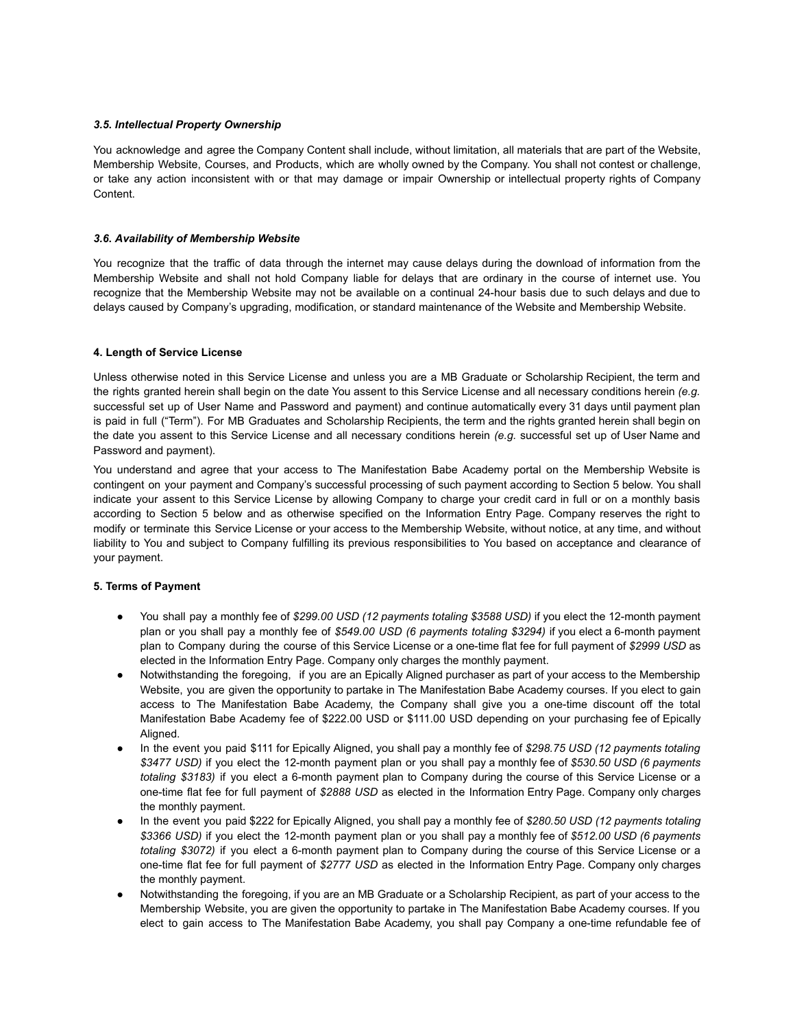### ***3.5. Intellectual Property Ownership***

You acknowledge and agree the Company Content shall include, without limitation, all materials that are part of the Website, Membership Website, Courses, and Products, which are wholly owned by the Company. You shall not contest or challenge, or take any action inconsistent with or that may damage or impair Ownership or intellectual property rights of Company Content.

### ***3.6. Availability of Membership Website***

You recognize that the traffic of data through the internet may cause delays during the download of information from the Membership Website and shall not hold Company liable for delays that are ordinary in the course of internet use. You recognize that the Membership Website may not be available on a continual 24-hour basis due to such delays and due to delays caused by Company's upgrading, modification, or standard maintenance of the Website and Membership Website.

### **4. Length of Service License**

Unless otherwise noted in this Service License and unless you are a MB Graduate or Scholarship Recipient, the term and the rights granted herein shall begin on the date You assent to this Service License and all necessary conditions herein *(e.g.* successful set up of User Name and Password and payment) and continue automatically every 31 days until payment plan is paid in full ("Term"). For MB Graduates and Scholarship Recipients, the term and the rights granted herein shall begin on the date you assent to this Service License and all necessary conditions herein *(e.g.* successful set up of User Name and Password and payment).

You understand and agree that your access to The Manifestation Babe Academy portal on the Membership Website is contingent on your payment and Company's successful processing of such payment according to Section 5 below. You shall indicate your assent to this Service License by allowing Company to charge your credit card in full or on a monthly basis according to Section 5 below and as otherwise specified on the Information Entry Page. Company reserves the right to modify or terminate this Service License or your access to the Membership Website, without notice, at any time, and without liability to You and subject to Company fulfilling its previous responsibilities to You based on acceptance and clearance of your payment.

### **5. Terms of Payment**

- You shall pay a monthly fee of *$299.00 USD (12 payments totaling $3588 USD)* if you elect the 12-month payment plan or you shall pay a monthly fee of *$549.00 USD (6 payments totaling $3294)* if you elect a 6-month payment plan to Company during the course of this Service License or a one-time flat fee for full payment of *$2999 USD* as elected in the Information Entry Page. Company only charges the monthly payment.
- Notwithstanding the foregoing, if you are an Epically Aligned purchaser as part of your access to the Membership Website, you are given the opportunity to partake in The Manifestation Babe Academy courses. If you elect to gain access to The Manifestation Babe Academy, the Company shall give you a one-time discount off the total Manifestation Babe Academy fee of $222.00 USD or $111.00 USD depending on your purchasing fee of Epically Aligned.
- In the event you paid $111 for Epically Aligned, you shall pay a monthly fee of *$298.75 USD (12 payments totaling $3477 USD)* if you elect the 12-month payment plan or you shall pay a monthly fee of *$530.50 USD (6 payments totaling $3183)* if you elect a 6-month payment plan to Company during the course of this Service License or a one-time flat fee for full payment of *$2888 USD* as elected in the Information Entry Page. Company only charges the monthly payment.
- In the event you paid $222 for Epically Aligned, you shall pay a monthly fee of *$280.50 USD (12 payments totaling $3366 USD)* if you elect the 12-month payment plan or you shall pay a monthly fee of *$512.00 USD (6 payments totaling $3072)* if you elect a 6-month payment plan to Company during the course of this Service License or a one-time flat fee for full payment of *$2777 USD* as elected in the Information Entry Page. Company only charges the monthly payment.
- Notwithstanding the foregoing, if you are an MB Graduate or a Scholarship Recipient, as part of your access to the Membership Website, you are given the opportunity to partake in The Manifestation Babe Academy courses. If you elect to gain access to The Manifestation Babe Academy, you shall pay Company a one-time refundable fee of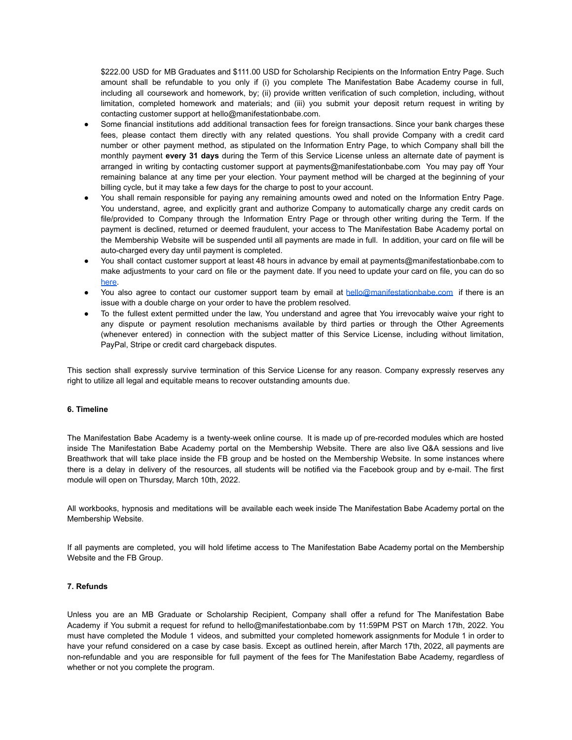$222.00 USD for MB Graduates and $111.00 USD for Scholarship Recipients on the Information Entry Page. Such amount shall be refundable to you only if (i) you complete The Manifestation Babe Academy course in full, including all coursework and homework, by; (ii) provide written verification of such completion, including, without limitation, completed homework and materials; and (iii) you submit your deposit return request in writing by contacting customer support at hello@manifestationbabe.com.

- Some financial institutions add additional transaction fees for foreign transactions. Since your bank charges these fees, please contact them directly with any related questions. You shall provide Company with a credit card number or other payment method, as stipulated on the Information Entry Page, to which Company shall bill the monthly payment **every 31 days** during the Term of this Service License unless an alternate date of payment is arranged in writing by contacting customer support at payments@manifestationbabe.com You may pay off Your remaining balance at any time per your election. Your payment method will be charged at the beginning of your billing cycle, but it may take a few days for the charge to post to your account.
- You shall remain responsible for paying any remaining amounts owed and noted on the Information Entry Page. You understand, agree, and explicitly grant and authorize Company to automatically charge any credit cards on file/provided to Company through the Information Entry Page or through other writing during the Term. If the payment is declined, returned or deemed fraudulent, your access to The Manifestation Babe Academy portal on the Membership Website will be suspended until all payments are made in full. In addition, your card on file will be auto-charged every day until payment is completed.
- You shall contact customer support at least 48 hours in advance by email at payments@manifestationbabe.com to make adjustments to your card on file or the payment date. If you need to update your card on file, you can do so here.
- You also agree to contact our customer support team by email at hello@manifestationbabe.com if there is an issue with a double charge on your order to have the problem resolved.
- To the fullest extent permitted under the law, You understand and agree that You irrevocably waive your right to any dispute or payment resolution mechanisms available by third parties or through the Other Agreements (whenever entered) in connection with the subject matter of this Service License, including without limitation, PayPal, Stripe or credit card chargeback disputes.

This section shall expressly survive termination of this Service License for any reason. Company expressly reserves any right to utilize all legal and equitable means to recover outstanding amounts due.

**6. Timeline**

The Manifestation Babe Academy is a twenty-week online course. It is made up of pre-recorded modules which are hosted inside The Manifestation Babe Academy portal on the Membership Website. There are also live Q&A sessions and live Breathwork that will take place inside the FB group and be hosted on the Membership Website. In some instances where there is a delay in delivery of the resources, all students will be notified via the Facebook group and by e-mail. The first module will open on Thursday, March 10th, 2022.

All workbooks, hypnosis and meditations will be available each week inside The Manifestation Babe Academy portal on the Membership Website.

If all payments are completed, you will hold lifetime access to The Manifestation Babe Academy portal on the Membership Website and the FB Group.

**7. Refunds**

Unless you are an MB Graduate or Scholarship Recipient, Company shall offer a refund for The Manifestation Babe Academy if You submit a request for refund to hello@manifestationbabe.com by 11:59PM PST on March 17th, 2022. You must have completed the Module 1 videos, and submitted your completed homework assignments for Module 1 in order to have your refund considered on a case by case basis. Except as outlined herein, after March 17th, 2022, all payments are non-refundable and you are responsible for full payment of the fees for The Manifestation Babe Academy, regardless of whether or not you complete the program.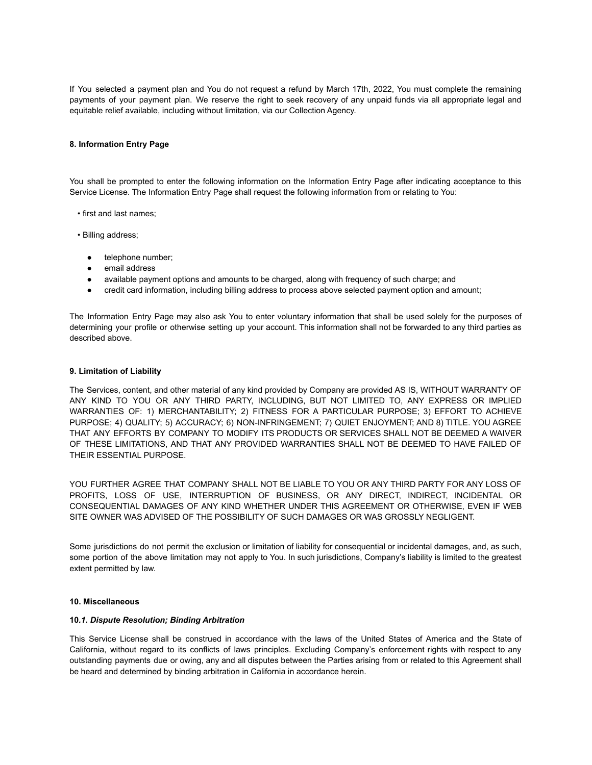If You selected a payment plan and You do not request a refund by March 17th, 2022, You must complete the remaining payments of your payment plan. We reserve the right to seek recovery of any unpaid funds via all appropriate legal and equitable relief available, including without limitation, via our Collection Agency.

**8. Information Entry Page**

You shall be prompted to enter the following information on the Information Entry Page after indicating acceptance to this Service License. The Information Entry Page shall request the following information from or relating to You:

• first and last names;

• Billing address;

- telephone number;
- email address
- available payment options and amounts to be charged, along with frequency of such charge; and
- credit card information, including billing address to process above selected payment option and amount;

The Information Entry Page may also ask You to enter voluntary information that shall be used solely for the purposes of determining your profile or otherwise setting up your account. This information shall not be forwarded to any third parties as described above.

**9. Limitation of Liability**

The Services, content, and other material of any kind provided by Company are provided AS IS, WITHOUT WARRANTY OF ANY KIND TO YOU OR ANY THIRD PARTY, INCLUDING, BUT NOT LIMITED TO, ANY EXPRESS OR IMPLIED WARRANTIES OF: 1) MERCHANTABILITY; 2) FITNESS FOR A PARTICULAR PURPOSE; 3) EFFORT TO ACHIEVE PURPOSE; 4) QUALITY; 5) ACCURACY; 6) NON-INFRINGEMENT; 7) QUIET ENJOYMENT; AND 8) TITLE. YOU AGREE THAT ANY EFFORTS BY COMPANY TO MODIFY ITS PRODUCTS OR SERVICES SHALL NOT BE DEEMED A WAIVER OF THESE LIMITATIONS, AND THAT ANY PROVIDED WARRANTIES SHALL NOT BE DEEMED TO HAVE FAILED OF THEIR ESSENTIAL PURPOSE.

YOU FURTHER AGREE THAT COMPANY SHALL NOT BE LIABLE TO YOU OR ANY THIRD PARTY FOR ANY LOSS OF PROFITS, LOSS OF USE, INTERRUPTION OF BUSINESS, OR ANY DIRECT, INDIRECT, INCIDENTAL OR CONSEQUENTIAL DAMAGES OF ANY KIND WHETHER UNDER THIS AGREEMENT OR OTHERWISE, EVEN IF WEB SITE OWNER WAS ADVISED OF THE POSSIBILITY OF SUCH DAMAGES OR WAS GROSSLY NEGLIGENT.

Some jurisdictions do not permit the exclusion or limitation of liability for consequential or incidental damages, and, as such, some portion of the above limitation may not apply to You. In such jurisdictions, Company's liability is limited to the greatest extent permitted by law.

**10. Miscellaneous**

***10.1. Dispute Resolution; Binding Arbitration***

This Service License shall be construed in accordance with the laws of the United States of America and the State of California, without regard to its conflicts of laws principles. Excluding Company's enforcement rights with respect to any outstanding payments due or owing, any and all disputes between the Parties arising from or related to this Agreement shall be heard and determined by binding arbitration in California in accordance herein.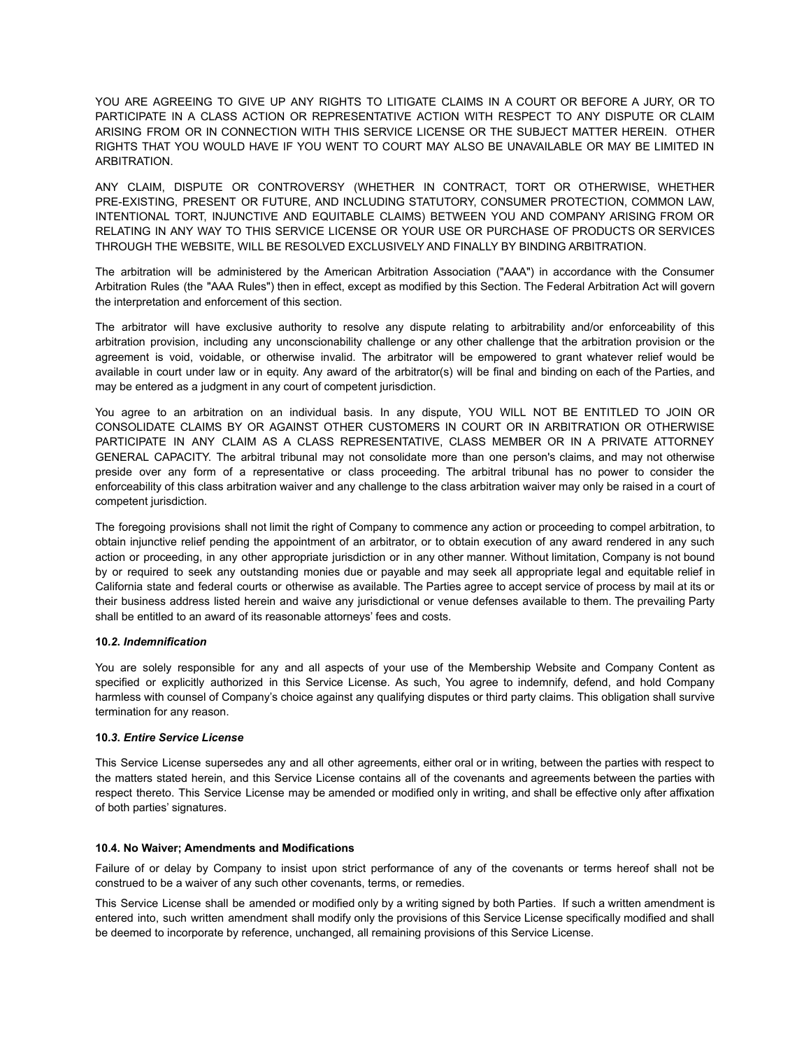YOU ARE AGREEING TO GIVE UP ANY RIGHTS TO LITIGATE CLAIMS IN A COURT OR BEFORE A JURY, OR TO PARTICIPATE IN A CLASS ACTION OR REPRESENTATIVE ACTION WITH RESPECT TO ANY DISPUTE OR CLAIM ARISING FROM OR IN CONNECTION WITH THIS SERVICE LICENSE OR THE SUBJECT MATTER HEREIN. OTHER RIGHTS THAT YOU WOULD HAVE IF YOU WENT TO COURT MAY ALSO BE UNAVAILABLE OR MAY BE LIMITED IN ARBITRATION.

ANY CLAIM, DISPUTE OR CONTROVERSY (WHETHER IN CONTRACT, TORT OR OTHERWISE, WHETHER PRE-EXISTING, PRESENT OR FUTURE, AND INCLUDING STATUTORY, CONSUMER PROTECTION, COMMON LAW, INTENTIONAL TORT, INJUNCTIVE AND EQUITABLE CLAIMS) BETWEEN YOU AND COMPANY ARISING FROM OR RELATING IN ANY WAY TO THIS SERVICE LICENSE OR YOUR USE OR PURCHASE OF PRODUCTS OR SERVICES THROUGH THE WEBSITE, WILL BE RESOLVED EXCLUSIVELY AND FINALLY BY BINDING ARBITRATION.

The arbitration will be administered by the American Arbitration Association ("AAA") in accordance with the Consumer Arbitration Rules (the "AAA Rules") then in effect, except as modified by this Section. The Federal Arbitration Act will govern the interpretation and enforcement of this section.

The arbitrator will have exclusive authority to resolve any dispute relating to arbitrability and/or enforceability of this arbitration provision, including any unconscionability challenge or any other challenge that the arbitration provision or the agreement is void, voidable, or otherwise invalid. The arbitrator will be empowered to grant whatever relief would be available in court under law or in equity. Any award of the arbitrator(s) will be final and binding on each of the Parties, and may be entered as a judgment in any court of competent jurisdiction.

You agree to an arbitration on an individual basis. In any dispute, YOU WILL NOT BE ENTITLED TO JOIN OR CONSOLIDATE CLAIMS BY OR AGAINST OTHER CUSTOMERS IN COURT OR IN ARBITRATION OR OTHERWISE PARTICIPATE IN ANY CLAIM AS A CLASS REPRESENTATIVE, CLASS MEMBER OR IN A PRIVATE ATTORNEY GENERAL CAPACITY. The arbitral tribunal may not consolidate more than one person's claims, and may not otherwise preside over any form of a representative or class proceeding. The arbitral tribunal has no power to consider the enforceability of this class arbitration waiver and any challenge to the class arbitration waiver may only be raised in a court of competent jurisdiction.

The foregoing provisions shall not limit the right of Company to commence any action or proceeding to compel arbitration, to obtain injunctive relief pending the appointment of an arbitrator, or to obtain execution of any award rendered in any such action or proceeding, in any other appropriate jurisdiction or in any other manner. Without limitation, Company is not bound by or required to seek any outstanding monies due or payable and may seek all appropriate legal and equitable relief in California state and federal courts or otherwise as available. The Parties agree to accept service of process by mail at its or their business address listed herein and waive any jurisdictional or venue defenses available to them. The prevailing Party shall be entitled to an award of its reasonable attorneys' fees and costs.

**10.*2. Indemnification***

You are solely responsible for any and all aspects of your use of the Membership Website and Company Content as specified or explicitly authorized in this Service License. As such, You agree to indemnify, defend, and hold Company harmless with counsel of Company's choice against any qualifying disputes or third party claims. This obligation shall survive termination for any reason.

**10.*3. Entire Service License***

This Service License supersedes any and all other agreements, either oral or in writing, between the parties with respect to the matters stated herein, and this Service License contains all of the covenants and agreements between the parties with respect thereto. This Service License may be amended or modified only in writing, and shall be effective only after affixation of both parties' signatures.

**10.4. No Waiver; Amendments and Modifications**

Failure of or delay by Company to insist upon strict performance of any of the covenants or terms hereof shall not be construed to be a waiver of any such other covenants, terms, or remedies.

This Service License shall be amended or modified only by a writing signed by both Parties. If such a written amendment is entered into, such written amendment shall modify only the provisions of this Service License specifically modified and shall be deemed to incorporate by reference, unchanged, all remaining provisions of this Service License.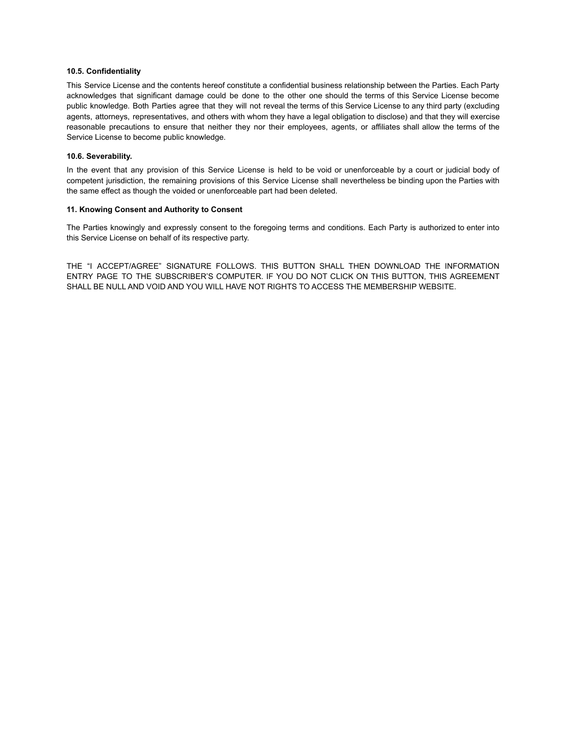**10.5. Confidentiality**

This Service License and the contents hereof constitute a confidential business relationship between the Parties. Each Party acknowledges that significant damage could be done to the other one should the terms of this Service License become public knowledge. Both Parties agree that they will not reveal the terms of this Service License to any third party (excluding agents, attorneys, representatives, and others with whom they have a legal obligation to disclose) and that they will exercise reasonable precautions to ensure that neither they nor their employees, agents, or affiliates shall allow the terms of the Service License to become public knowledge.

**10.6. Severability.**

In the event that any provision of this Service License is held to be void or unenforceable by a court or judicial body of competent jurisdiction, the remaining provisions of this Service License shall nevertheless be binding upon the Parties with the same effect as though the voided or unenforceable part had been deleted.

**11. Knowing Consent and Authority to Consent**

The Parties knowingly and expressly consent to the foregoing terms and conditions. Each Party is authorized to enter into this Service License on behalf of its respective party.

THE “I ACCEPT/AGREE” SIGNATURE FOLLOWS. THIS BUTTON SHALL THEN DOWNLOAD THE INFORMATION ENTRY PAGE TO THE SUBSCRIBER’S COMPUTER. IF YOU DO NOT CLICK ON THIS BUTTON, THIS AGREEMENT SHALL BE NULL AND VOID AND YOU WILL HAVE NOT RIGHTS TO ACCESS THE MEMBERSHIP WEBSITE.